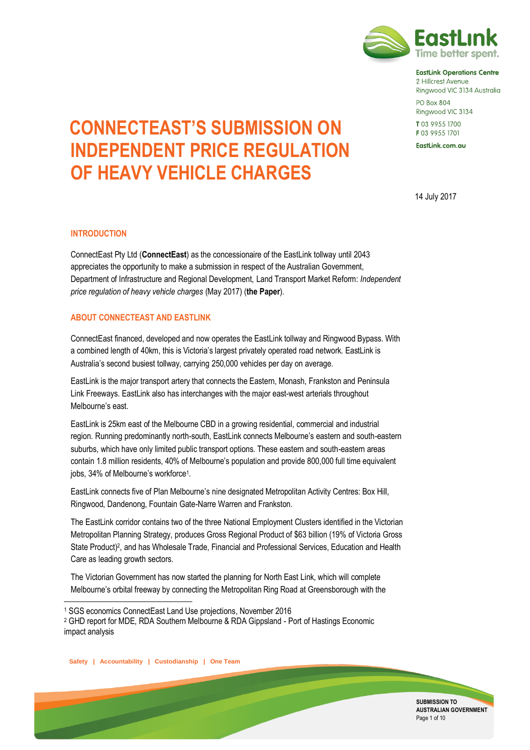EastLink Operations Centre
2 Hillcrest Avenue
Ringwood VIC 3134 Australia

PO Box 804
Ringwood VIC 3134

**T** 03 9955 1700
**F** 03 9955 1701

EastLink.com.au

# CONNECTEAST'S SUBMISSION ON INDEPENDENT PRICE REGULATION OF HEAVY VEHICLE CHARGES

14 July 2017

## INTRODUCTION

ConnectEast Pty Ltd (**ConnectEast**) as the concessionaire of the EastLink tollway until 2043 appreciates the opportunity to make a submission in respect of the Australian Government, Department of Infrastructure and Regional Development, Land Transport Market Reform: *Independent price regulation of heavy vehicle charges* (May 2017) (**the Paper**).

## ABOUT CONNECTEAST AND EASTLINK

ConnectEast financed, developed and now operates the EastLink tollway and Ringwood Bypass. With a combined length of 40km, this is Victoria's largest privately operated road network. EastLink is Australia's second busiest tollway, carrying 250,000 vehicles per day on average.

EastLink is the major transport artery that connects the Eastern, Monash, Frankston and Peninsula Link Freeways. EastLink also has interchanges with the major east-west arterials throughout Melbourne's east.

EastLink is 25km east of the Melbourne CBD in a growing residential, commercial and industrial region. Running predominantly north-south, EastLink connects Melbourne's eastern and south-eastern suburbs, which have only limited public transport options. These eastern and south-eastern areas contain 1.8 million residents, 40% of Melbourne's population and provide 800,000 full time equivalent jobs, 34% of Melbourne's workforce[1].

EastLink connects five of Plan Melbourne's nine designated Metropolitan Activity Centres: Box Hill, Ringwood, Dandenong, Fountain Gate-Narre Warren and Frankston.

The EastLink corridor contains two of the three National Employment Clusters identified in the Victorian Metropolitan Planning Strategy, produces Gross Regional Product of $63 billion (19% of Victoria Gross State Product)[2], and has Wholesale Trade, Financial and Professional Services, Education and Health Care as leading growth sectors.

The Victorian Government has now started the planning for North East Link, which will complete Melbourne's orbital freeway by connecting the Metropolitan Ring Road at Greensborough with the

[1] SGS economics ConnectEast Land Use projections, November 2016

[2] GHD report for MDE, RDA Southern Melbourne & RDA Gippsland - Port of Hastings Economic impact analysis

Safety | Accountability | Custodianship | One Team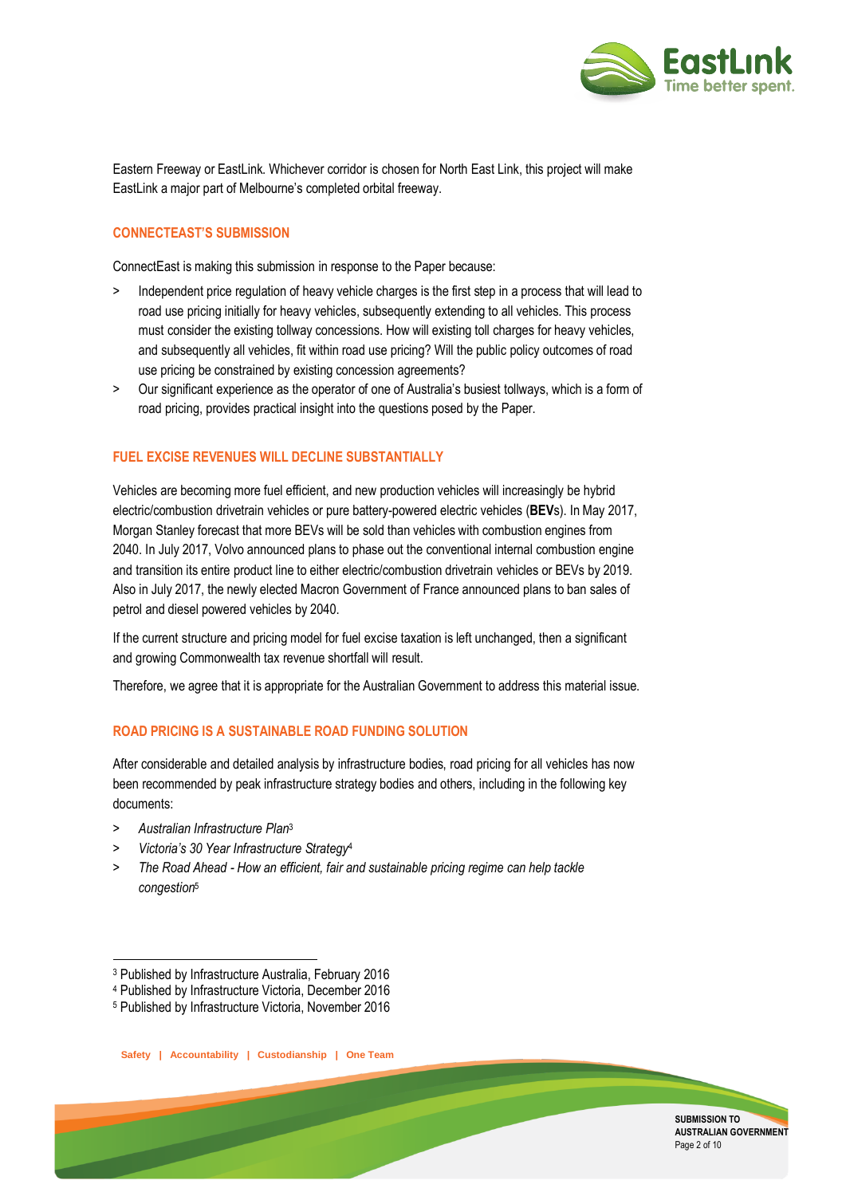Eastern Freeway or EastLink. Whichever corridor is chosen for North East Link, this project will make EastLink a major part of Melbourne's completed orbital freeway.

## CONNECTEAST'S SUBMISSION

ConnectEast is making this submission in response to the Paper because:

- Independent price regulation of heavy vehicle charges is the first step in a process that will lead to road use pricing initially for heavy vehicles, subsequently extending to all vehicles. This process must consider the existing tollway concessions. How will existing toll charges for heavy vehicles, and subsequently all vehicles, fit within road use pricing? Will the public policy outcomes of road use pricing be constrained by existing concession agreements?
- Our significant experience as the operator of one of Australia's busiest tollways, which is a form of road pricing, provides practical insight into the questions posed by the Paper.

## FUEL EXCISE REVENUES WILL DECLINE SUBSTANTIALLY

Vehicles are becoming more fuel efficient, and new production vehicles will increasingly be hybrid electric/combustion drivetrain vehicles or pure battery-powered electric vehicles (**BEV**s). In May 2017, Morgan Stanley forecast that more BEVs will be sold than vehicles with combustion engines from 2040. In July 2017, Volvo announced plans to phase out the conventional internal combustion engine and transition its entire product line to either electric/combustion drivetrain vehicles or BEVs by 2019. Also in July 2017, the newly elected Macron Government of France announced plans to ban sales of petrol and diesel powered vehicles by 2040.

If the current structure and pricing model for fuel excise taxation is left unchanged, then a significant and growing Commonwealth tax revenue shortfall will result.

Therefore, we agree that it is appropriate for the Australian Government to address this material issue.

## ROAD PRICING IS A SUSTAINABLE ROAD FUNDING SOLUTION

After considerable and detailed analysis by infrastructure bodies, road pricing for all vehicles has now been recommended by peak infrastructure strategy bodies and others, including in the following key documents:

- *Australian Infrastructure Plan*[3]
- *Victoria's 30 Year Infrastructure Strategy*[4]
- *The Road Ahead - How an efficient, fair and sustainable pricing regime can help tackle congestion*[5]

---

[3] Published by Infrastructure Australia, February 2016

[4] Published by Infrastructure Victoria, December 2016

[5] Published by Infrastructure Victoria, November 2016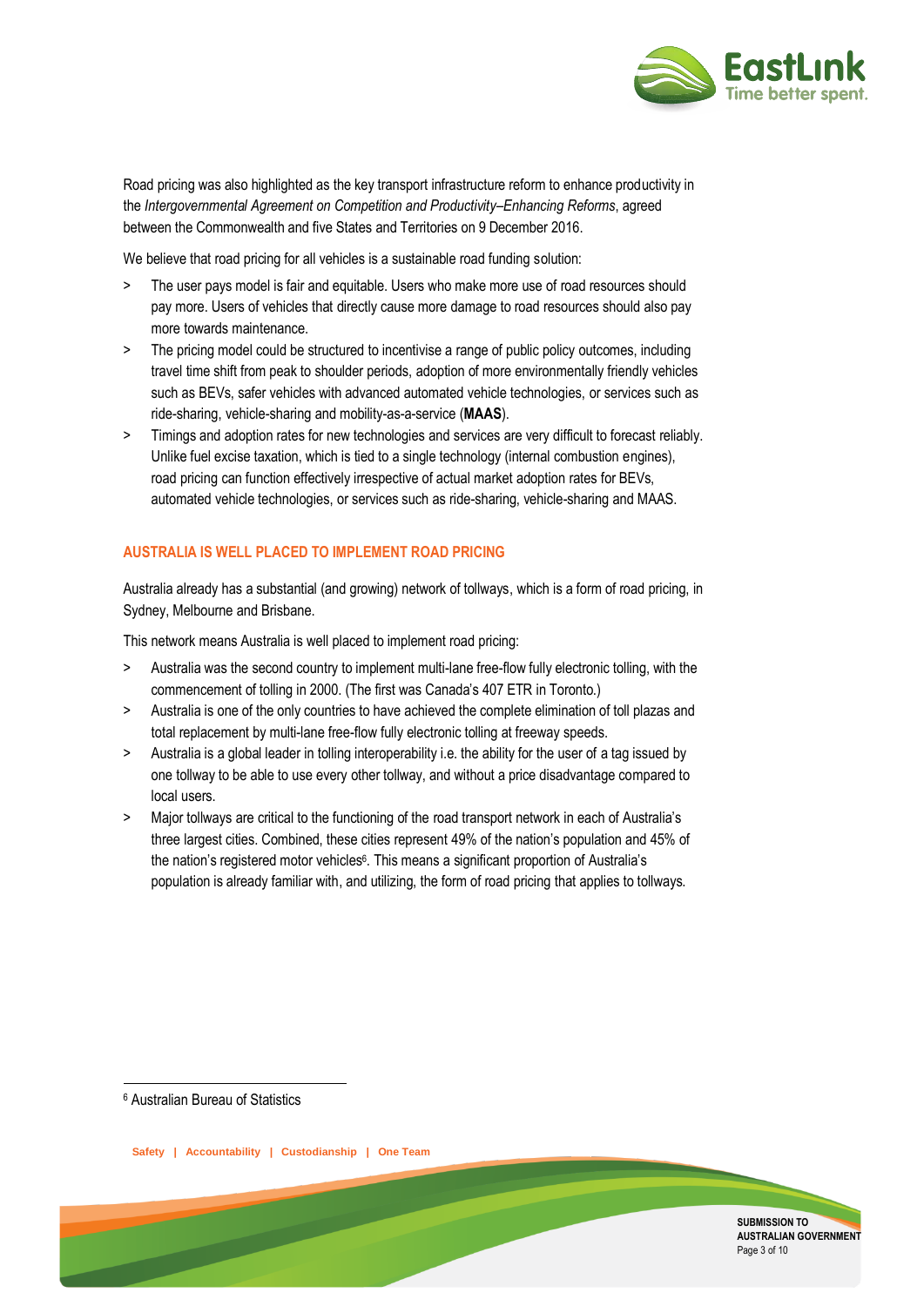Road pricing was also highlighted as the key transport infrastructure reform to enhance productivity in the *Intergovernmental Agreement on Competition and Productivity–Enhancing Reforms*, agreed between the Commonwealth and five States and Territories on 9 December 2016.

We believe that road pricing for all vehicles is a sustainable road funding solution:

> The user pays model is fair and equitable. Users who make more use of road resources should pay more. Users of vehicles that directly cause more damage to road resources should also pay more towards maintenance.

> The pricing model could be structured to incentivise a range of public policy outcomes, including travel time shift from peak to shoulder periods, adoption of more environmentally friendly vehicles such as BEVs, safer vehicles with advanced automated vehicle technologies, or services such as ride-sharing, vehicle-sharing and mobility-as-a-service (**MAAS**).

> Timings and adoption rates for new technologies and services are very difficult to forecast reliably. Unlike fuel excise taxation, which is tied to a single technology (internal combustion engines), road pricing can function effectively irrespective of actual market adoption rates for BEVs, automated vehicle technologies, or services such as ride-sharing, vehicle-sharing and MAAS.

## AUSTRALIA IS WELL PLACED TO IMPLEMENT ROAD PRICING

Australia already has a substantial (and growing) network of tollways, which is a form of road pricing, in Sydney, Melbourne and Brisbane.

This network means Australia is well placed to implement road pricing:

> Australia was the second country to implement multi-lane free-flow fully electronic tolling, with the commencement of tolling in 2000. (The first was Canada's 407 ETR in Toronto.)

> Australia is one of the only countries to have achieved the complete elimination of toll plazas and total replacement by multi-lane free-flow fully electronic tolling at freeway speeds.

> Australia is a global leader in tolling interoperability i.e. the ability for the user of a tag issued by one tollway to be able to use every other tollway, and without a price disadvantage compared to local users.

> Major tollways are critical to the functioning of the road transport network in each of Australia's three largest cities. Combined, these cities represent 49% of the nation's population and 45% of the nation's registered motor vehicles[6]. This means a significant proportion of Australia's population is already familiar with, and utilizing, the form of road pricing that applies to tollways.

[6] Australian Bureau of Statistics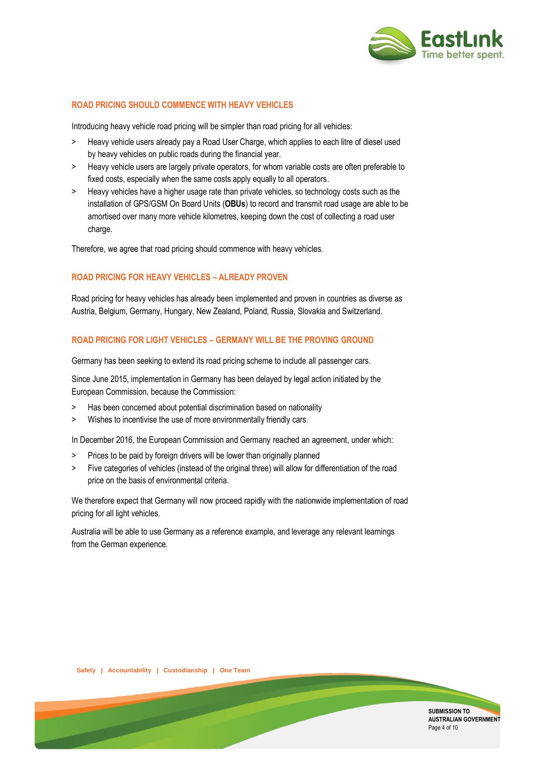## ROAD PRICING SHOULD COMMENCE WITH HEAVY VEHICLES

Introducing heavy vehicle road pricing will be simpler than road pricing for all vehicles:

- Heavy vehicle users already pay a Road User Charge, which applies to each litre of diesel used by heavy vehicles on public roads during the financial year.
- Heavy vehicle users are largely private operators, for whom variable costs are often preferable to fixed costs, especially when the same costs apply equally to all operators.
- Heavy vehicles have a higher usage rate than private vehicles, so technology costs such as the installation of GPS/GSM On Board Units (**OBUs**) to record and transmit road usage are able to be amortised over many more vehicle kilometres, keeping down the cost of collecting a road user charge.

Therefore, we agree that road pricing should commence with heavy vehicles.

## ROAD PRICING FOR HEAVY VEHICLES – ALREADY PROVEN

Road pricing for heavy vehicles has already been implemented and proven in countries as diverse as Austria, Belgium, Germany, Hungary, New Zealand, Poland, Russia, Slovakia and Switzerland.

## ROAD PRICING FOR LIGHT VEHICLES – GERMANY WILL BE THE PROVING GROUND

Germany has been seeking to extend its road pricing scheme to include all passenger cars.

Since June 2015, implementation in Germany has been delayed by legal action initiated by the European Commission, because the Commission:

- Has been concerned about potential discrimination based on nationality
- Wishes to incentivise the use of more environmentally friendly cars.

In December 2016, the European Commission and Germany reached an agreement, under which:

- Prices to be paid by foreign drivers will be lower than originally planned
- Five categories of vehicles (instead of the original three) will allow for differentiation of the road price on the basis of environmental criteria.

We therefore expect that Germany will now proceed rapidly with the nationwide implementation of road pricing for all light vehicles.

Australia will be able to use Germany as a reference example, and leverage any relevant learnings from the German experience.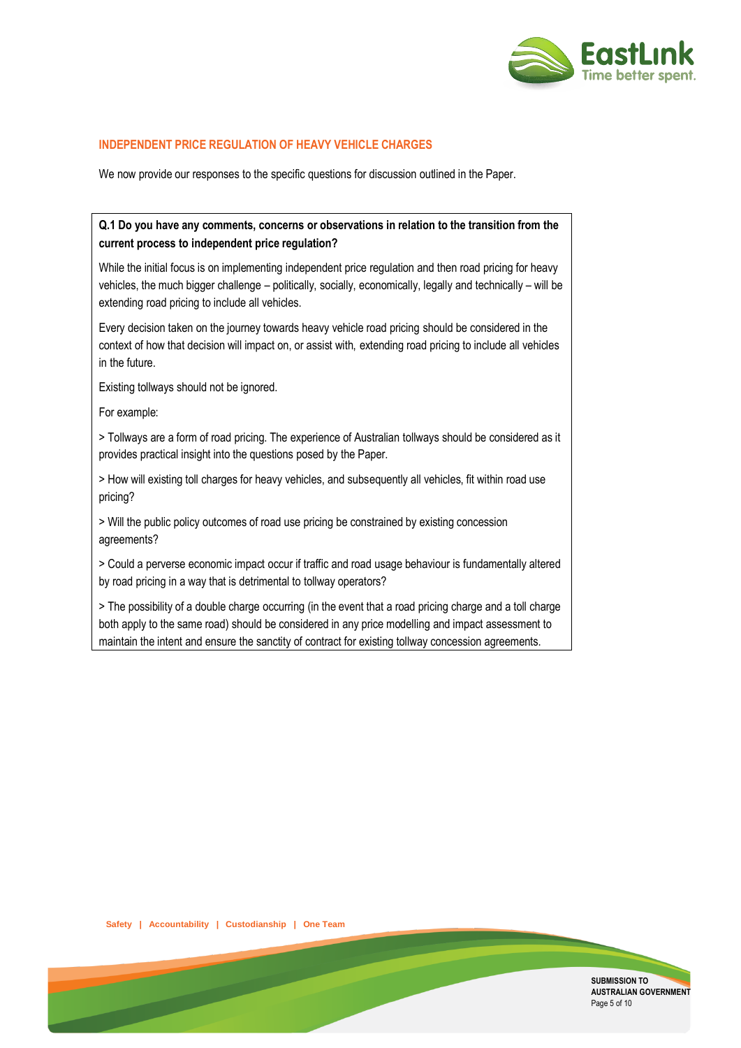## INDEPENDENT PRICE REGULATION OF HEAVY VEHICLE CHARGES

We now provide our responses to the specific questions for discussion outlined in the Paper.

**Q.1 Do you have any comments, concerns or observations in relation to the transition from the current process to independent price regulation?**

While the initial focus is on implementing independent price regulation and then road pricing for heavy vehicles, the much bigger challenge – politically, socially, economically, legally and technically – will be extending road pricing to include all vehicles.

Every decision taken on the journey towards heavy vehicle road pricing should be considered in the context of how that decision will impact on, or assist with, extending road pricing to include all vehicles in the future.

Existing tollways should not be ignored.

For example:

> Tollways are a form of road pricing. The experience of Australian tollways should be considered as it provides practical insight into the questions posed by the Paper.

> How will existing toll charges for heavy vehicles, and subsequently all vehicles, fit within road use pricing?

> Will the public policy outcomes of road use pricing be constrained by existing concession agreements?

> Could a perverse economic impact occur if traffic and road usage behaviour is fundamentally altered by road pricing in a way that is detrimental to tollway operators?

> The possibility of a double charge occurring (in the event that a road pricing charge and a toll charge both apply to the same road) should be considered in any price modelling and impact assessment to maintain the intent and ensure the sanctity of contract for existing tollway concession agreements.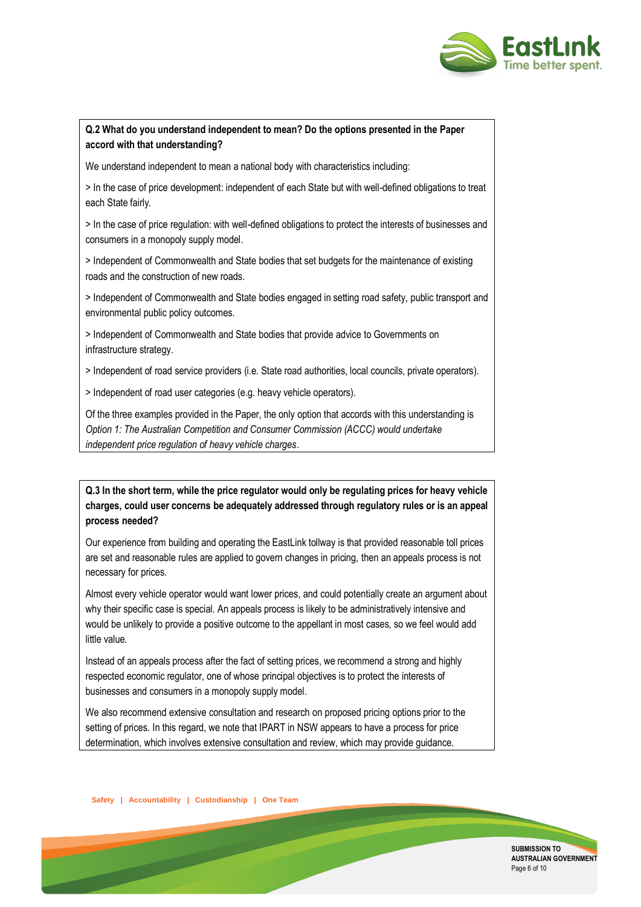**Q.2 What do you understand independent to mean? Do the options presented in the Paper accord with that understanding?**

We understand independent to mean a national body with characteristics including:

> In the case of price development: independent of each State but with well-defined obligations to treat each State fairly.

> In the case of price regulation: with well-defined obligations to protect the interests of businesses and consumers in a monopoly supply model.

> Independent of Commonwealth and State bodies that set budgets for the maintenance of existing roads and the construction of new roads.

> Independent of Commonwealth and State bodies engaged in setting road safety, public transport and environmental public policy outcomes.

> Independent of Commonwealth and State bodies that provide advice to Governments on infrastructure strategy.

> Independent of road service providers (i.e. State road authorities, local councils, private operators).

> Independent of road user categories (e.g. heavy vehicle operators).

Of the three examples provided in the Paper, the only option that accords with this understanding is *Option 1: The Australian Competition and Consumer Commission (ACCC) would undertake independent price regulation of heavy vehicle charges*.

**Q.3 In the short term, while the price regulator would only be regulating prices for heavy vehicle charges, could user concerns be adequately addressed through regulatory rules or is an appeal process needed?**

Our experience from building and operating the EastLink tollway is that provided reasonable toll prices are set and reasonable rules are applied to govern changes in pricing, then an appeals process is not necessary for prices.

Almost every vehicle operator would want lower prices, and could potentially create an argument about why their specific case is special. An appeals process is likely to be administratively intensive and would be unlikely to provide a positive outcome to the appellant in most cases, so we feel would add little value.

Instead of an appeals process after the fact of setting prices, we recommend a strong and highly respected economic regulator, one of whose principal objectives is to protect the interests of businesses and consumers in a monopoly supply model.

We also recommend extensive consultation and research on proposed pricing options prior to the setting of prices. In this regard, we note that IPART in NSW appears to have a process for price determination, which involves extensive consultation and review, which may provide guidance.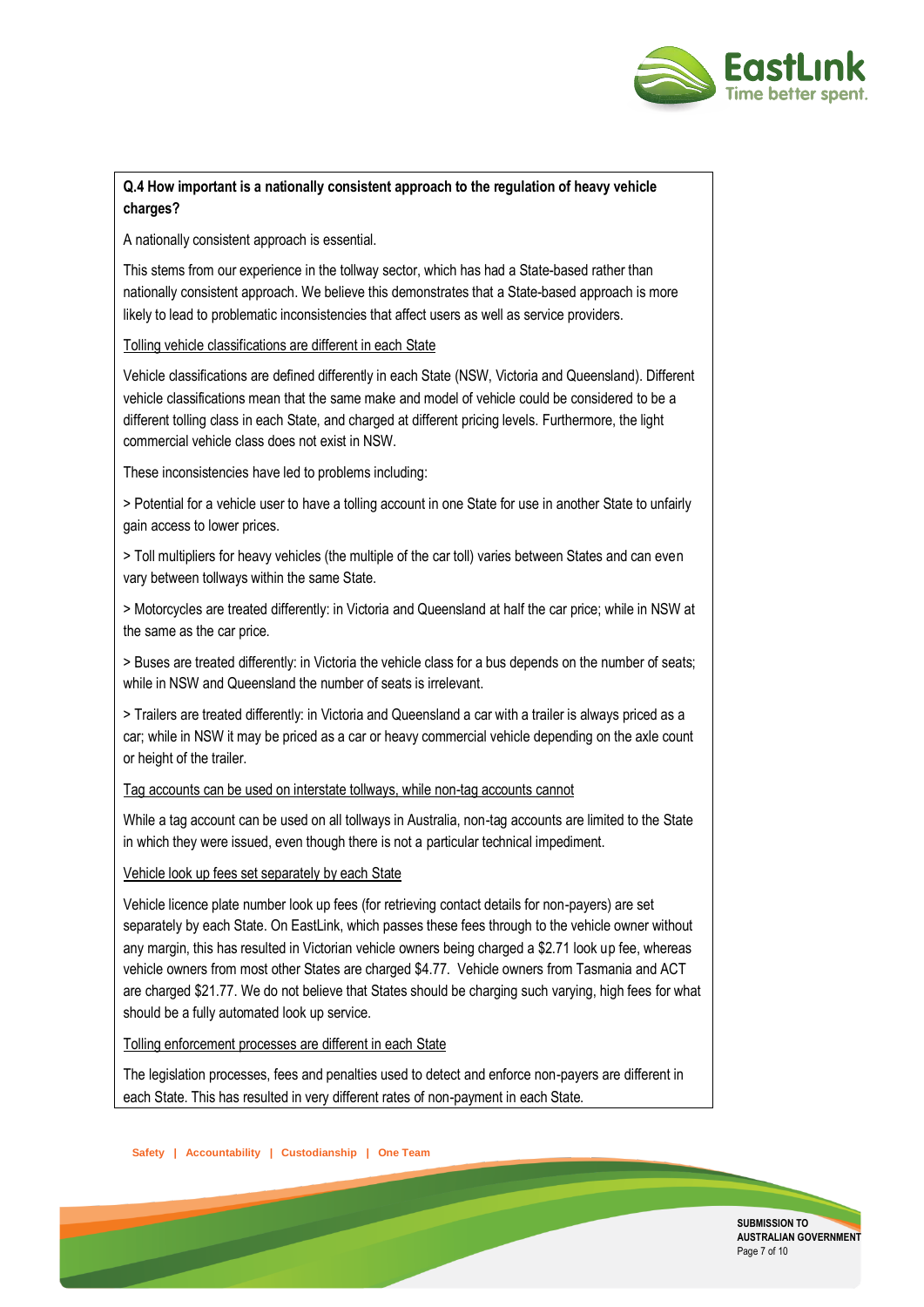**Q.4 How important is a nationally consistent approach to the regulation of heavy vehicle charges?**

A nationally consistent approach is essential.

This stems from our experience in the tollway sector, which has had a State-based rather than nationally consistent approach. We believe this demonstrates that a State-based approach is more likely to lead to problematic inconsistencies that affect users as well as service providers.

<u>Tolling vehicle classifications are different in each State</u>

Vehicle classifications are defined differently in each State (NSW, Victoria and Queensland). Different vehicle classifications mean that the same make and model of vehicle could be considered to be a different tolling class in each State, and charged at different pricing levels. Furthermore, the light commercial vehicle class does not exist in NSW.

These inconsistencies have led to problems including:

> Potential for a vehicle user to have a tolling account in one State for use in another State to unfairly gain access to lower prices.

> Toll multipliers for heavy vehicles (the multiple of the car toll) varies between States and can even vary between tollways within the same State.

> Motorcycles are treated differently: in Victoria and Queensland at half the car price; while in NSW at the same as the car price.

> Buses are treated differently: in Victoria the vehicle class for a bus depends on the number of seats; while in NSW and Queensland the number of seats is irrelevant.

> Trailers are treated differently: in Victoria and Queensland a car with a trailer is always priced as a car; while in NSW it may be priced as a car or heavy commercial vehicle depending on the axle count or height of the trailer.

<u>Tag accounts can be used on interstate tollways, while non-tag accounts cannot</u>

While a tag account can be used on all tollways in Australia, non-tag accounts are limited to the State in which they were issued, even though there is not a particular technical impediment.

<u>Vehicle look up fees set separately by each State</u>

Vehicle licence plate number look up fees (for retrieving contact details for non-payers) are set separately by each State. On EastLink, which passes these fees through to the vehicle owner without any margin, this has resulted in Victorian vehicle owners being charged a $2.71 look up fee, whereas vehicle owners from most other States are charged $4.77. Vehicle owners from Tasmania and ACT are charged $21.77. We do not believe that States should be charging such varying, high fees for what should be a fully automated look up service.

<u>Tolling enforcement processes are different in each State</u>

The legislation processes, fees and penalties used to detect and enforce non-payers are different in each State. This has resulted in very different rates of non-payment in each State.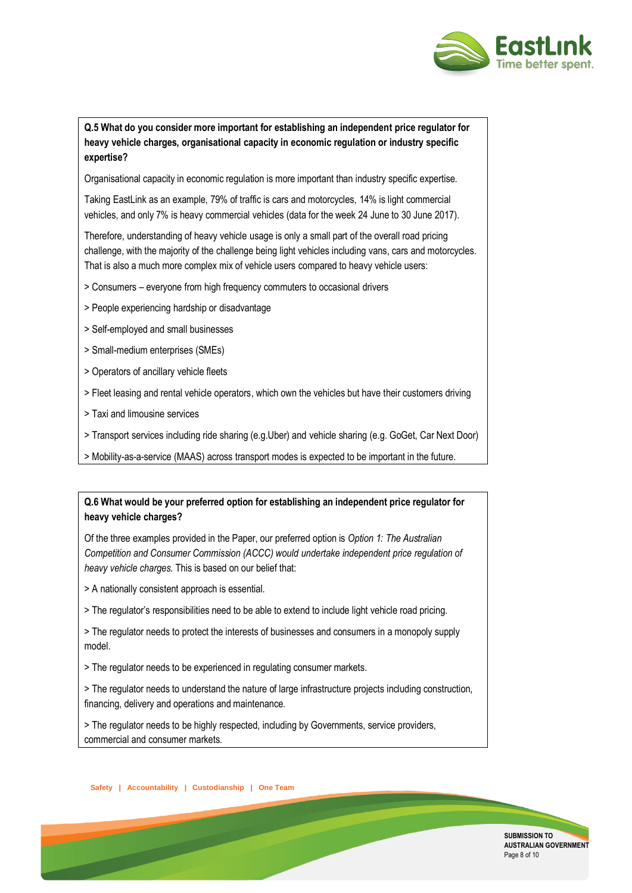**Q.5 What do you consider more important for establishing an independent price regulator for heavy vehicle charges, organisational capacity in economic regulation or industry specific expertise?**

Organisational capacity in economic regulation is more important than industry specific expertise.

Taking EastLink as an example, 79% of traffic is cars and motorcycles, 14% is light commercial vehicles, and only 7% is heavy commercial vehicles (data for the week 24 June to 30 June 2017).

Therefore, understanding of heavy vehicle usage is only a small part of the overall road pricing challenge, with the majority of the challenge being light vehicles including vans, cars and motorcycles. That is also a much more complex mix of vehicle users compared to heavy vehicle users:

> Consumers – everyone from high frequency commuters to occasional drivers

> People experiencing hardship or disadvantage

> Self-employed and small businesses

> Small-medium enterprises (SMEs)

> Operators of ancillary vehicle fleets

> Fleet leasing and rental vehicle operators, which own the vehicles but have their customers driving

> Taxi and limousine services

> Transport services including ride sharing (e.g.Uber) and vehicle sharing (e.g. GoGet, Car Next Door)

> Mobility-as-a-service (MAAS) across transport modes is expected to be important in the future.

**Q.6 What would be your preferred option for establishing an independent price regulator for heavy vehicle charges?**

Of the three examples provided in the Paper, our preferred option is *Option 1: The Australian Competition and Consumer Commission (ACCC) would undertake independent price regulation of heavy vehicle charges.* This is based on our belief that:

> A nationally consistent approach is essential.

> The regulator's responsibilities need to be able to extend to include light vehicle road pricing.

> The regulator needs to protect the interests of businesses and consumers in a monopoly supply model.

> The regulator needs to be experienced in regulating consumer markets.

> The regulator needs to understand the nature of large infrastructure projects including construction, financing, delivery and operations and maintenance.

> The regulator needs to be highly respected, including by Governments, service providers, commercial and consumer markets.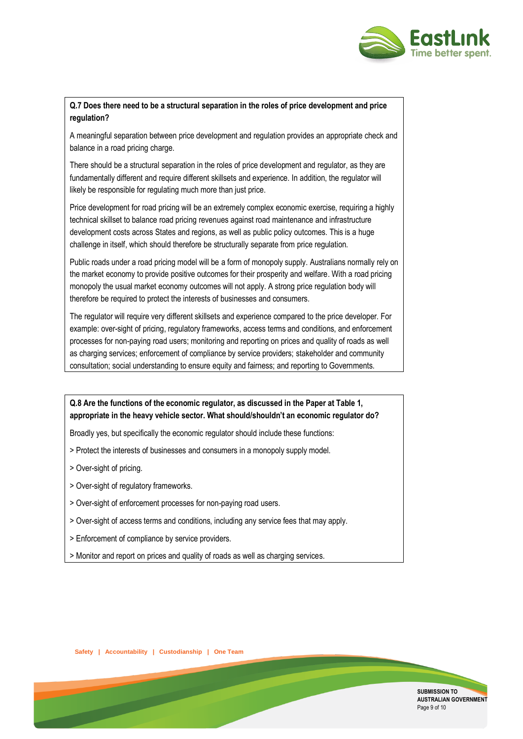**Q.7 Does there need to be a structural separation in the roles of price development and price regulation?**

A meaningful separation between price development and regulation provides an appropriate check and balance in a road pricing charge.

There should be a structural separation in the roles of price development and regulator, as they are fundamentally different and require different skillsets and experience. In addition, the regulator will likely be responsible for regulating much more than just price.

Price development for road pricing will be an extremely complex economic exercise, requiring a highly technical skillset to balance road pricing revenues against road maintenance and infrastructure development costs across States and regions, as well as public policy outcomes. This is a huge challenge in itself, which should therefore be structurally separate from price regulation.

Public roads under a road pricing model will be a form of monopoly supply. Australians normally rely on the market economy to provide positive outcomes for their prosperity and welfare. With a road pricing monopoly the usual market economy outcomes will not apply. A strong price regulation body will therefore be required to protect the interests of businesses and consumers.

The regulator will require very different skillsets and experience compared to the price developer. For example: over-sight of pricing, regulatory frameworks, access terms and conditions, and enforcement processes for non-paying road users; monitoring and reporting on prices and quality of roads as well as charging services; enforcement of compliance by service providers; stakeholder and community consultation; social understanding to ensure equity and fairness; and reporting to Governments.

**Q.8 Are the functions of the economic regulator, as discussed in the Paper at Table 1, appropriate in the heavy vehicle sector. What should/shouldn't an economic regulator do?**

Broadly yes, but specifically the economic regulator should include these functions:

> Protect the interests of businesses and consumers in a monopoly supply model.

> Over-sight of pricing.

> Over-sight of regulatory frameworks.

> Over-sight of enforcement processes for non-paying road users.

> Over-sight of access terms and conditions, including any service fees that may apply.

> Enforcement of compliance by service providers.

> Monitor and report on prices and quality of roads as well as charging services.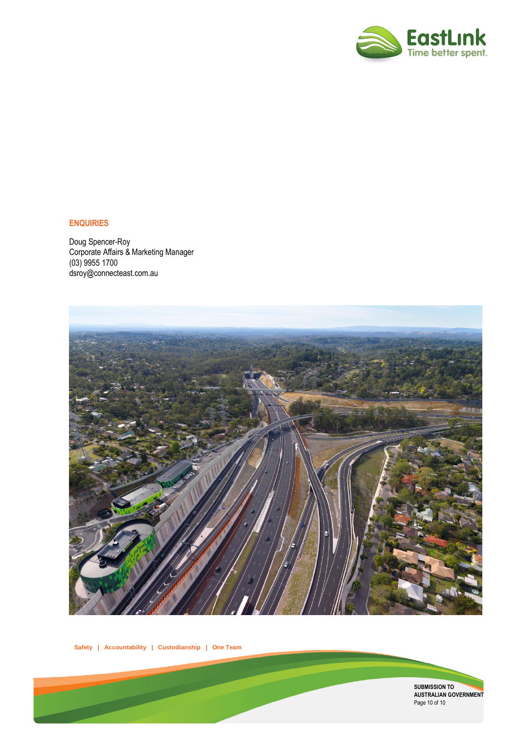## ENQUIRIES

Doug Spencer-Roy
Corporate Affairs & Marketing Manager
(03) 9955 1700
dsroy@connecteast.com.au